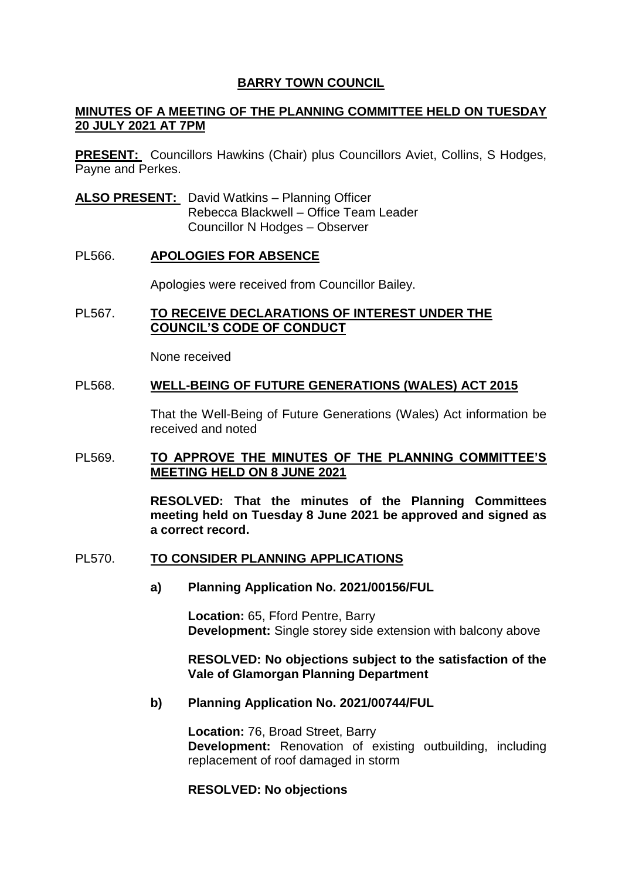# BARRY TOWN COUNCIL

## MINUTES OF A MEETING OF THE PLANNING COMMITTEE HELD ON TUESDAY 20 JULY 2021 AT 7PM

**PRESENT:** Councillors Hawkins (Chair) plus Councillors Aviet, Collins, S Hodges, Payne and Perkes.

**ALSO PRESENT:** David Watkins – Planning Officer
Rebecca Blackwell – Office Team Leader
Councillor N Hodges – Observer

### PL566. APOLOGIES FOR ABSENCE

Apologies were received from Councillor Bailey.

### PL567. TO RECEIVE DECLARATIONS OF INTEREST UNDER THE COUNCIL'S CODE OF CONDUCT

None received

### PL568. WELL-BEING OF FUTURE GENERATIONS (WALES) ACT 2015

That the Well-Being of Future Generations (Wales) Act information be received and noted

### PL569. TO APPROVE THE MINUTES OF THE PLANNING COMMITTEE'S MEETING HELD ON 8 JUNE 2021

**RESOLVED: That the minutes of the Planning Committees meeting held on Tuesday 8 June 2021 be approved and signed as a correct record.**

### PL570. TO CONSIDER PLANNING APPLICATIONS

**a) Planning Application No. 2021/00156/FUL**

**Location:** 65, Fford Pentre, Barry
**Development:** Single storey side extension with balcony above

**RESOLVED: No objections subject to the satisfaction of the Vale of Glamorgan Planning Department**

**b) Planning Application No. 2021/00744/FUL**

**Location:** 76, Broad Street, Barry
**Development:** Renovation of existing outbuilding, including replacement of roof damaged in storm

**RESOLVED: No objections**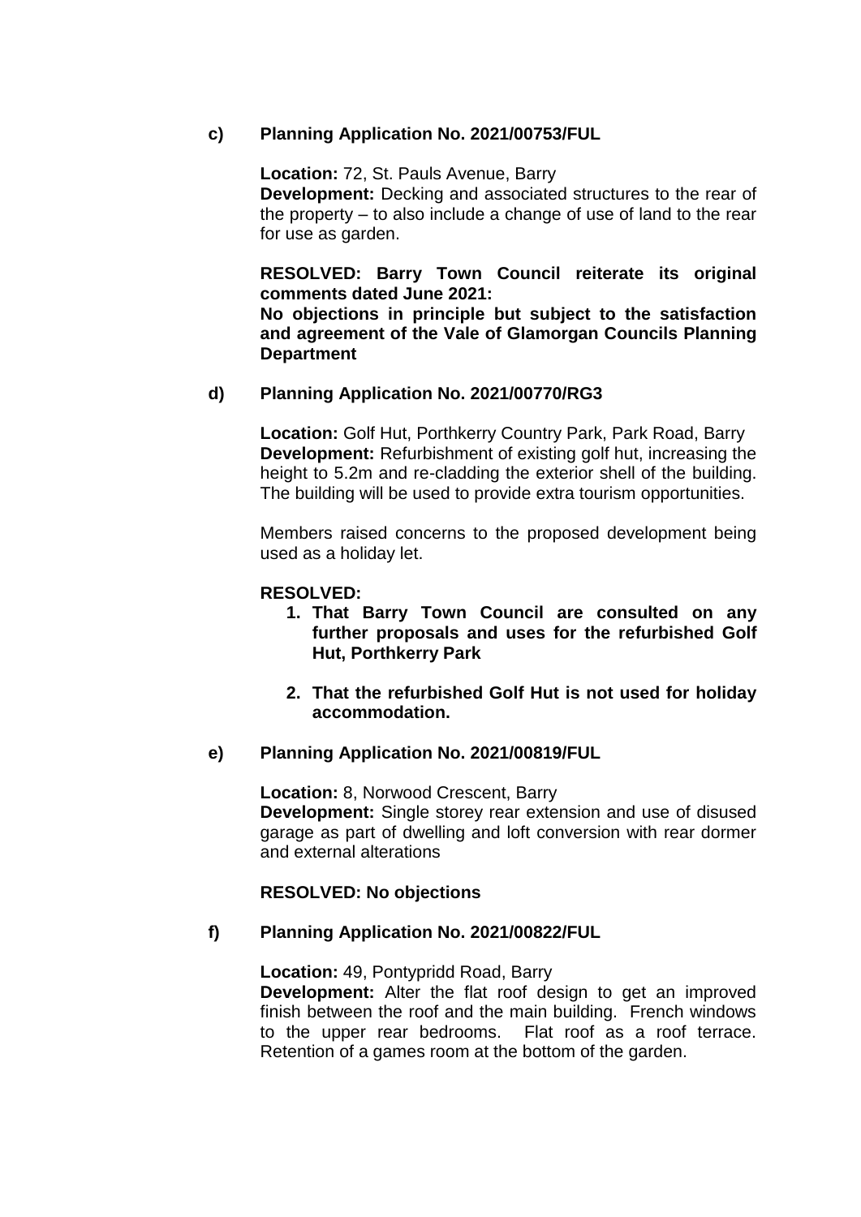**c) Planning Application No. 2021/00753/FUL**

**Location:** 72, St. Pauls Avenue, Barry
**Development:** Decking and associated structures to the rear of the property – to also include a change of use of land to the rear for use as garden.

**RESOLVED: Barry Town Council reiterate its original comments dated June 2021:**
**No objections in principle but subject to the satisfaction and agreement of the Vale of Glamorgan Councils Planning Department**

**d) Planning Application No. 2021/00770/RG3**

**Location:** Golf Hut, Porthkerry Country Park, Park Road, Barry
**Development:** Refurbishment of existing golf hut, increasing the height to 5.2m and re-cladding the exterior shell of the building. The building will be used to provide extra tourism opportunities.

Members raised concerns to the proposed development being used as a holiday let.

**RESOLVED:**

1. **That Barry Town Council are consulted on any further proposals and uses for the refurbished Golf Hut, Porthkerry Park**

2. **That the refurbished Golf Hut is not used for holiday accommodation.**

**e) Planning Application No. 2021/00819/FUL**

**Location:** 8, Norwood Crescent, Barry
**Development:** Single storey rear extension and use of disused garage as part of dwelling and loft conversion with rear dormer and external alterations

**RESOLVED: No objections**

**f) Planning Application No. 2021/00822/FUL**

**Location:** 49, Pontypridd Road, Barry
**Development:** Alter the flat roof design to get an improved finish between the roof and the main building. French windows to the upper rear bedrooms. Flat roof as a roof terrace. Retention of a games room at the bottom of the garden.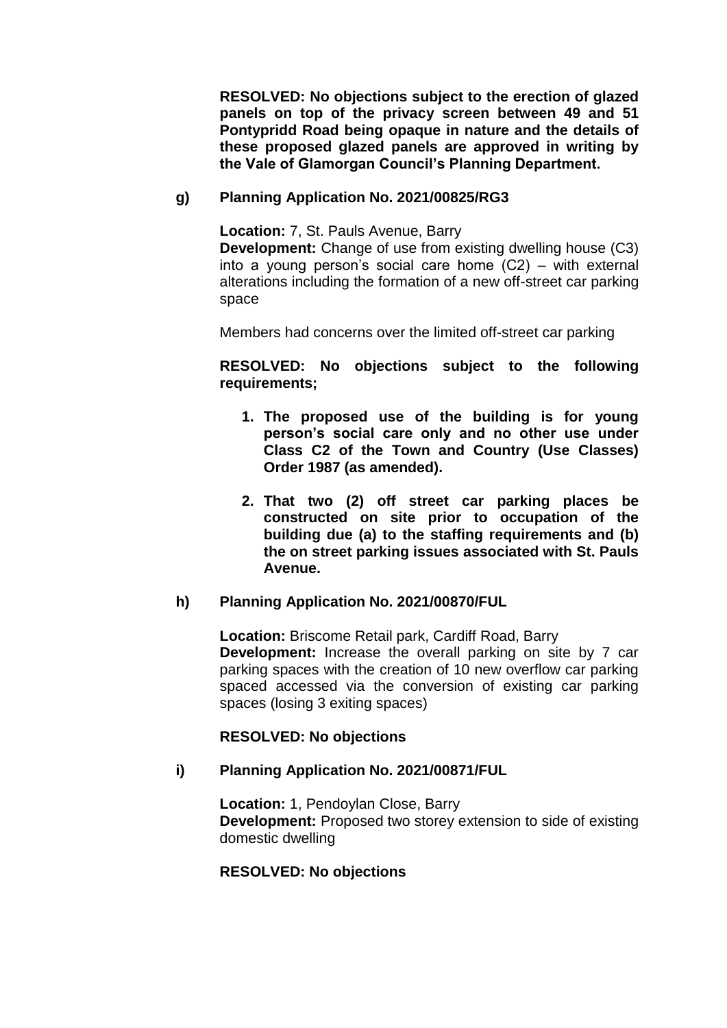**RESOLVED: No objections subject to the erection of glazed panels on top of the privacy screen between 49 and 51 Pontypridd Road being opaque in nature and the details of these proposed glazed panels are approved in writing by the Vale of Glamorgan Council's Planning Department.**

**g) Planning Application No. 2021/00825/RG3**

**Location:** 7, St. Pauls Avenue, Barry
**Development:** Change of use from existing dwelling house (C3) into a young person's social care home (C2) – with external alterations including the formation of a new off-street car parking space

Members had concerns over the limited off-street car parking

**RESOLVED: No objections subject to the following requirements;**

1. **The proposed use of the building is for young person's social care only and no other use under Class C2 of the Town and Country (Use Classes) Order 1987 (as amended).**

2. **That two (2) off street car parking places be constructed on site prior to occupation of the building due (a) to the staffing requirements and (b) the on street parking issues associated with St. Pauls Avenue.**

**h) Planning Application No. 2021/00870/FUL**

**Location:** Briscome Retail park, Cardiff Road, Barry
**Development:** Increase the overall parking on site by 7 car parking spaces with the creation of 10 new overflow car parking spaced accessed via the conversion of existing car parking spaces (losing 3 exiting spaces)

**RESOLVED: No objections**

**i) Planning Application No. 2021/00871/FUL**

**Location:** 1, Pendoylan Close, Barry
**Development:** Proposed two storey extension to side of existing domestic dwelling

**RESOLVED: No objections**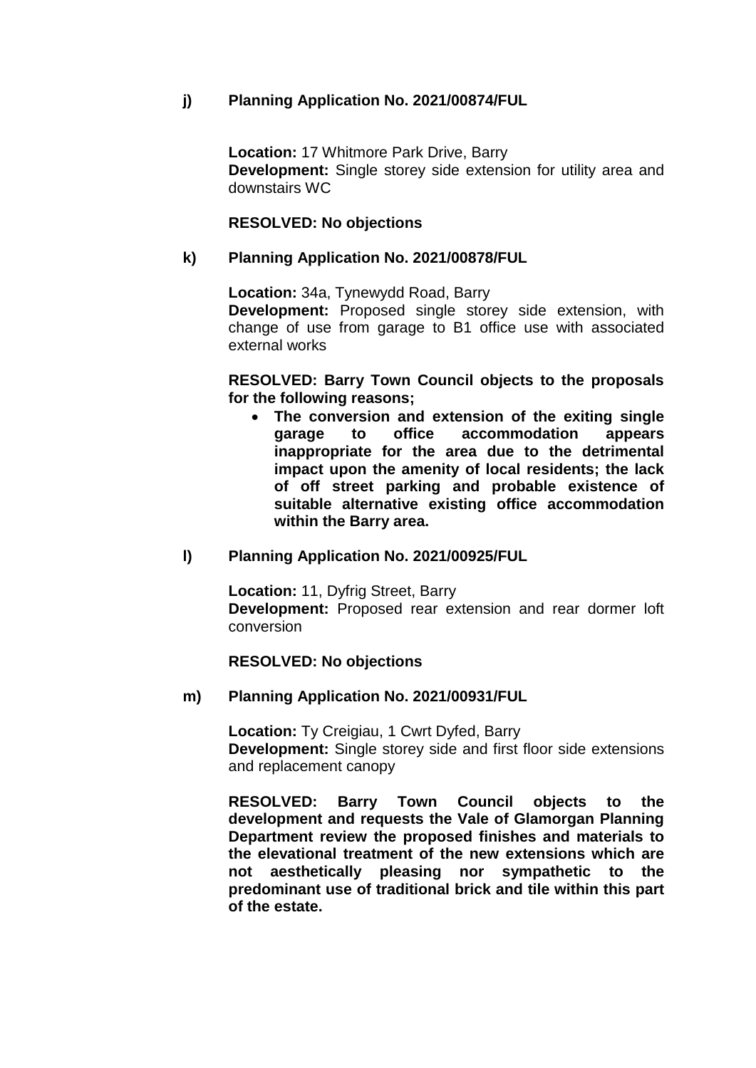**j) Planning Application No. 2021/00874/FUL**

**Location:** 17 Whitmore Park Drive, Barry
**Development:** Single storey side extension for utility area and downstairs WC

**RESOLVED: No objections**

**k) Planning Application No. 2021/00878/FUL**

**Location:** 34a, Tynewydd Road, Barry
**Development:** Proposed single storey side extension, with change of use from garage to B1 office use with associated external works

**RESOLVED: Barry Town Council objects to the proposals for the following reasons;**

- **The conversion and extension of the exiting single garage to office accommodation appears inappropriate for the area due to the detrimental impact upon the amenity of local residents; the lack of off street parking and probable existence of suitable alternative existing office accommodation within the Barry area.**

**l) Planning Application No. 2021/00925/FUL**

**Location:** 11, Dyfrig Street, Barry
**Development:** Proposed rear extension and rear dormer loft conversion

**RESOLVED: No objections**

**m) Planning Application No. 2021/00931/FUL**

**Location:** Ty Creigiau, 1 Cwrt Dyfed, Barry
**Development:** Single storey side and first floor side extensions and replacement canopy

**RESOLVED: Barry Town Council objects to the development and requests the Vale of Glamorgan Planning Department review the proposed finishes and materials to the elevational treatment of the new extensions which are not aesthetically pleasing nor sympathetic to the predominant use of traditional brick and tile within this part of the estate.**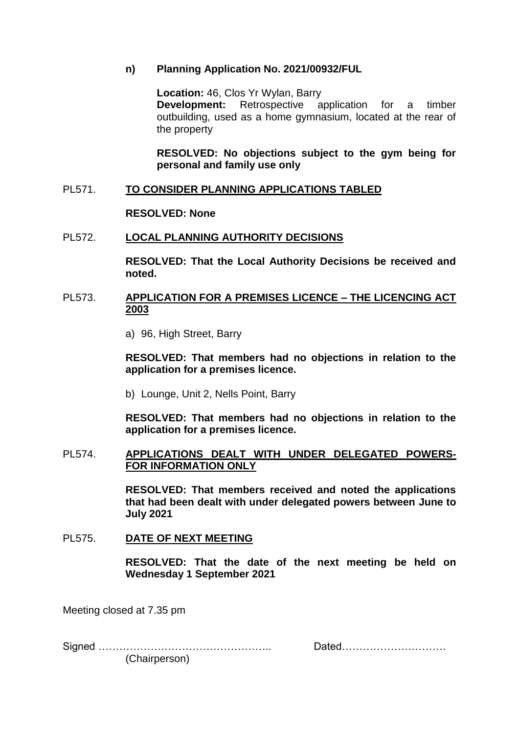**n) Planning Application No. 2021/00932/FUL**

**Location:** 46, Clos Yr Wylan, Barry
**Development:** Retrospective application for a timber outbuilding, used as a home gymnasium, located at the rear of the property

**RESOLVED: No objections subject to the gym being for personal and family use only**

PL571. **TO CONSIDER PLANNING APPLICATIONS TABLED**

**RESOLVED: None**

PL572. **LOCAL PLANNING AUTHORITY DECISIONS**

**RESOLVED: That the Local Authority Decisions be received and noted.**

PL573. **APPLICATION FOR A PREMISES LICENCE – THE LICENCING ACT 2003**

a) 96, High Street, Barry

**RESOLVED: That members had no objections in relation to the application for a premises licence.**

b) Lounge, Unit 2, Nells Point, Barry

**RESOLVED: That members had no objections in relation to the application for a premises licence.**

PL574. **APPLICATIONS DEALT WITH UNDER DELEGATED POWERS- FOR INFORMATION ONLY**

**RESOLVED: That members received and noted the applications that had been dealt with under delegated powers between June to July 2021**

PL575. **DATE OF NEXT MEETING**

**RESOLVED: That the date of the next meeting be held on Wednesday 1 September 2021**

Meeting closed at 7.35 pm

Signed ………………………………………….. Dated…………………………
(Chairperson)